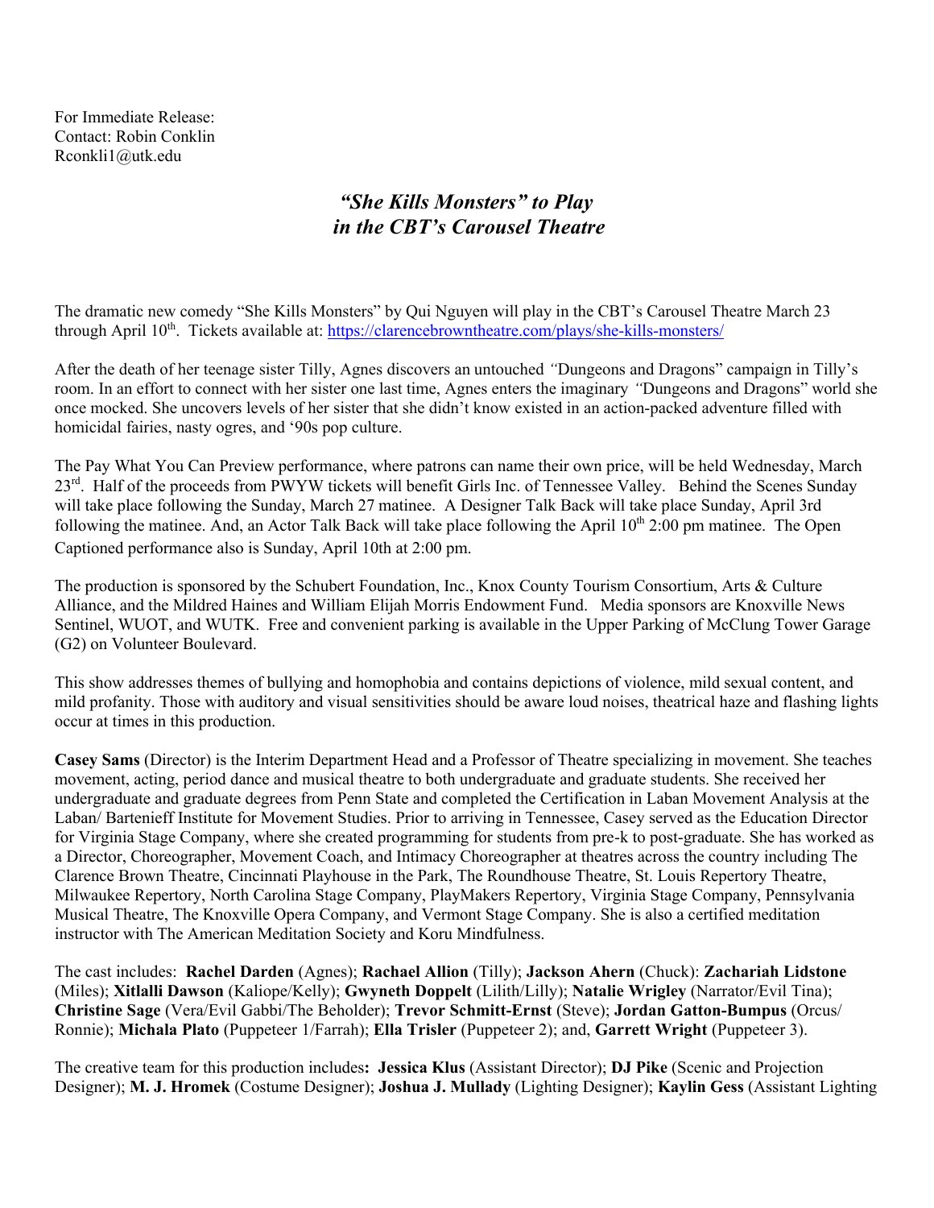For Immediate Release:
Contact: Robin Conklin
Rconkli1@utk.edu

## *"She Kills Monsters" to Play in the CBT's Carousel Theatre*

The dramatic new comedy "She Kills Monsters" by Qui Nguyen will play in the CBT's Carousel Theatre March 23 through April 10th. Tickets available at: https://clarencebrowntheatre.com/plays/she-kills-monsters/

After the death of her teenage sister Tilly, Agnes discovers an untouched *"*Dungeons and Dragons" campaign in Tilly's room. In an effort to connect with her sister one last time, Agnes enters the imaginary *"*Dungeons and Dragons" world she once mocked. She uncovers levels of her sister that she didn't know existed in an action-packed adventure filled with homicidal fairies, nasty ogres, and '90s pop culture.

The Pay What You Can Preview performance, where patrons can name their own price, will be held Wednesday, March 23rd. Half of the proceeds from PWYW tickets will benefit Girls Inc. of Tennessee Valley. Behind the Scenes Sunday will take place following the Sunday, March 27 matinee. A Designer Talk Back will take place Sunday, April 3rd following the matinee. And, an Actor Talk Back will take place following the April 10th 2:00 pm matinee. The Open Captioned performance also is Sunday, April 10th at 2:00 pm.

The production is sponsored by the Schubert Foundation, Inc., Knox County Tourism Consortium, Arts & Culture Alliance, and the Mildred Haines and William Elijah Morris Endowment Fund. Media sponsors are Knoxville News Sentinel, WUOT, and WUTK. Free and convenient parking is available in the Upper Parking of McClung Tower Garage (G2) on Volunteer Boulevard.

This show addresses themes of bullying and homophobia and contains depictions of violence, mild sexual content, and mild profanity. Those with auditory and visual sensitivities should be aware loud noises, theatrical haze and flashing lights occur at times in this production.

**Casey Sams** (Director) is the Interim Department Head and a Professor of Theatre specializing in movement. She teaches movement, acting, period dance and musical theatre to both undergraduate and graduate students. She received her undergraduate and graduate degrees from Penn State and completed the Certification in Laban Movement Analysis at the Laban/ Bartenieff Institute for Movement Studies. Prior to arriving in Tennessee, Casey served as the Education Director for Virginia Stage Company, where she created programming for students from pre-k to post-graduate. She has worked as a Director, Choreographer, Movement Coach, and Intimacy Choreographer at theatres across the country including The Clarence Brown Theatre, Cincinnati Playhouse in the Park, The Roundhouse Theatre, St. Louis Repertory Theatre, Milwaukee Repertory, North Carolina Stage Company, PlayMakers Repertory, Virginia Stage Company, Pennsylvania Musical Theatre, The Knoxville Opera Company, and Vermont Stage Company. She is also a certified meditation instructor with The American Meditation Society and Koru Mindfulness.

The cast includes: **Rachel Darden** (Agnes); **Rachael Allion** (Tilly); **Jackson Ahern** (Chuck): **Zachariah Lidstone** (Miles); **Xitlalli Dawson** (Kaliope/Kelly); **Gwyneth Doppelt** (Lilith/Lilly); **Natalie Wrigley** (Narrator/Evil Tina); **Christine Sage** (Vera/Evil Gabbi/The Beholder); **Trevor Schmitt-Ernst** (Steve); **Jordan Gatton-Bumpus** (Orcus/ Ronnie); **Michala Plato** (Puppeteer 1/Farrah); **Ella Trisler** (Puppeteer 2); and, **Garrett Wright** (Puppeteer 3).

The creative team for this production includes**:** **Jessica Klus** (Assistant Director); **DJ Pike** (Scenic and Projection Designer); **M. J. Hromek** (Costume Designer); **Joshua J. Mullady** (Lighting Designer); **Kaylin Gess** (Assistant Lighting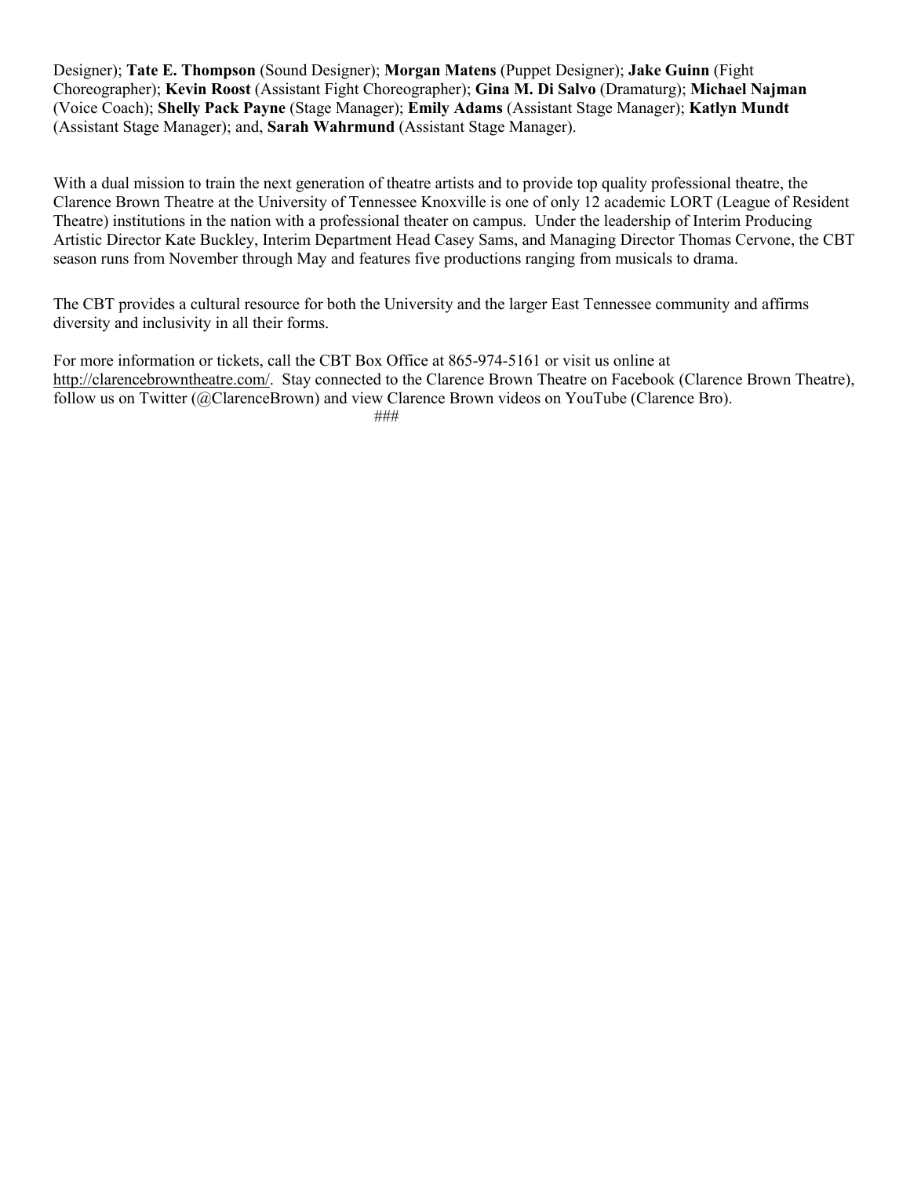Designer); **Tate E. Thompson** (Sound Designer); **Morgan Matens** (Puppet Designer); **Jake Guinn** (Fight Choreographer); **Kevin Roost** (Assistant Fight Choreographer); **Gina M. Di Salvo** (Dramaturg); **Michael Najman** (Voice Coach); **Shelly Pack Payne** (Stage Manager); **Emily Adams** (Assistant Stage Manager); **Katlyn Mundt** (Assistant Stage Manager); and, **Sarah Wahrmund** (Assistant Stage Manager).

With a dual mission to train the next generation of theatre artists and to provide top quality professional theatre, the Clarence Brown Theatre at the University of Tennessee Knoxville is one of only 12 academic LORT (League of Resident Theatre) institutions in the nation with a professional theater on campus. Under the leadership of Interim Producing Artistic Director Kate Buckley, Interim Department Head Casey Sams, and Managing Director Thomas Cervone, the CBT season runs from November through May and features five productions ranging from musicals to drama.

The CBT provides a cultural resource for both the University and the larger East Tennessee community and affirms diversity and inclusivity in all their forms.

For more information or tickets, call the CBT Box Office at 865-974-5161 or visit us online at http://clarencebrowntheatre.com/. Stay connected to the Clarence Brown Theatre on Facebook (Clarence Brown Theatre), follow us on Twitter (@ClarenceBrown) and view Clarence Brown videos on YouTube (Clarence Bro).

###